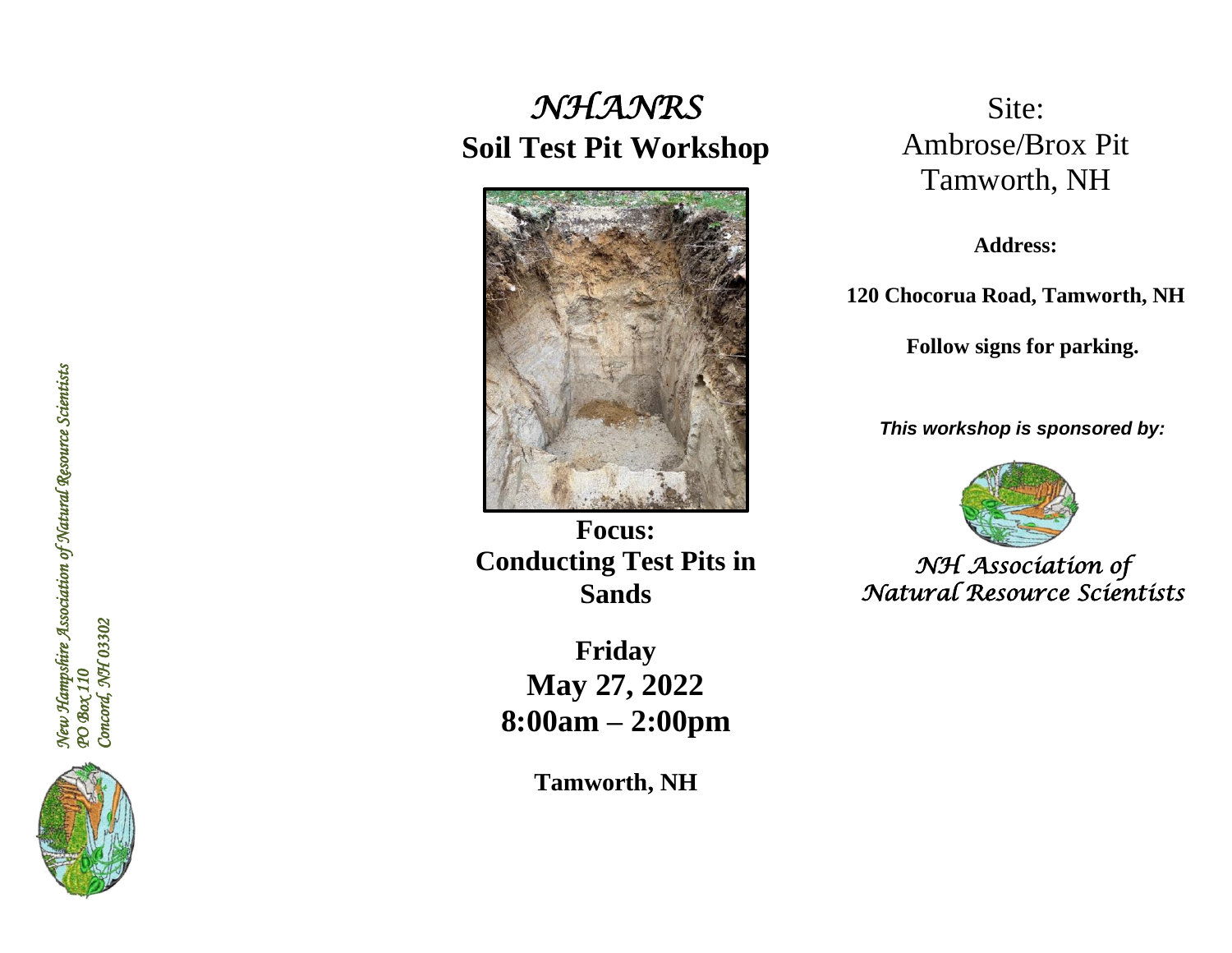*New Hampshire Association of Natural Resource Scientists*
*PO Box 110*
*Concord, NH 03302*

# *NHANRS*
## Soil Test Pit Workshop

**Focus:**
**Conducting Test Pits in Sands**

**Friday**
**May 27, 2022**
**8:00am – 2:00pm**

**Tamworth, NH**

Site:
Ambrose/Brox Pit
Tamworth, NH

**Address:**

**120 Chocorua Road, Tamworth, NH**

**Follow signs for parking.**

***This workshop is sponsored by:***

*NH Association of Natural Resource Scientists*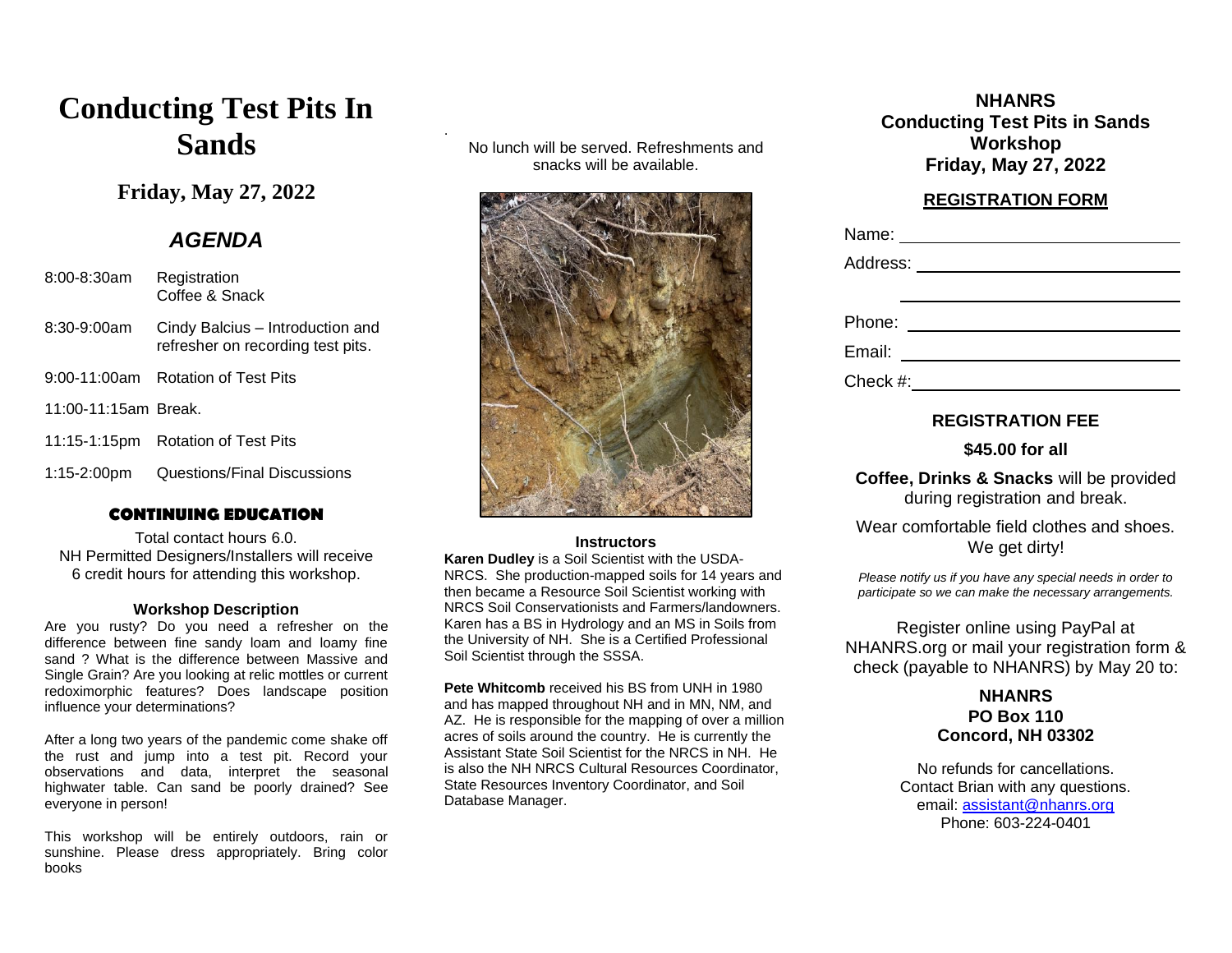# Conducting Test Pits In Sands

## Friday, May 27, 2022

## *AGENDA*

| | |
|---|---|
| 8:00-8:30am | Registration<br>Coffee & Snack |
| 8:30-9:00am | Cindy Balcius – Introduction and refresher on recording test pits. |
| 9:00-11:00am | Rotation of Test Pits |
| 11:00-11:15am | Break. |
| 11:15-1:15pm | Rotation of Test Pits |
| 1:15-2:00pm | Questions/Final Discussions |

### CONTINUING EDUCATION

Total contact hours 6.0.
NH Permitted Designers/Installers will receive 6 credit hours for attending this workshop.

### Workshop Description

Are you rusty? Do you need a refresher on the difference between fine sandy loam and loamy fine sand ? What is the difference between Massive and Single Grain? Are you looking at relic mottles or current redoximorphic features? Does landscape position influence your determinations?

After a long two years of the pandemic come shake off the rust and jump into a test pit. Record your observations and data, interpret the seasonal highwater table. Can sand be poorly drained? See everyone in person!

This workshop will be entirely outdoors, rain or sunshine. Please dress appropriately. Bring color books

No lunch will be served. Refreshments and snacks will be available.

### Instructors

**Karen Dudley** is a Soil Scientist with the USDA-NRCS. She production-mapped soils for 14 years and then became a Resource Soil Scientist working with NRCS Soil Conservationists and Farmers/landowners. Karen has a BS in Hydrology and an MS in Soils from the University of NH. She is a Certified Professional Soil Scientist through the SSSA.

**Pete Whitcomb** received his BS from UNH in 1980 and has mapped throughout NH and in MN, NM, and AZ. He is responsible for the mapping of over a million acres of soils around the country. He is currently the Assistant State Soil Scientist for the NRCS in NH. He is also the NH NRCS Cultural Resources Coordinator, State Resources Inventory Coordinator, and Soil Database Manager.

## NHANRS
## Conducting Test Pits in Sands Workshop
## Friday, May 27, 2022

### REGISTRATION FORM

Name: ______________________

Address: ______________________

______________________

Phone: ______________________

Email: ______________________

Check #: ______________________

### REGISTRATION FEE

**$45.00 for all**

**Coffee, Drinks & Snacks** will be provided during registration and break.

Wear comfortable field clothes and shoes. We get dirty!

*Please notify us if you have any special needs in order to participate so we can make the necessary arrangements.*

Register online using PayPal at NHANRS.org or mail your registration form & check (payable to NHANRS) by May 20 to:

**NHANRS**
**PO Box 110**
**Concord, NH 03302**

No refunds for cancellations.
Contact Brian with any questions.
email: assistant@nhanrs.org
Phone: 603-224-0401